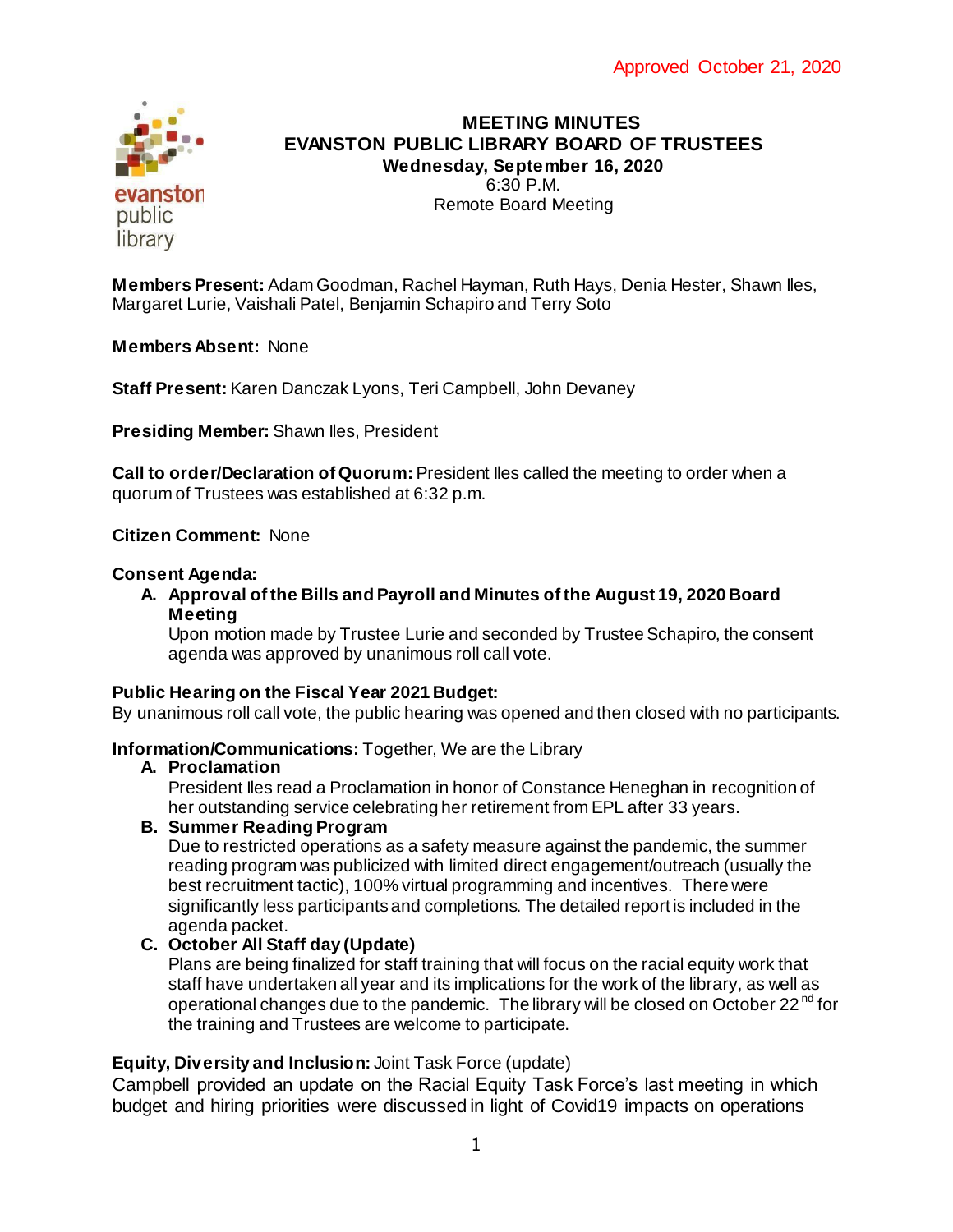Approved October 21, 2020

# MEETING MINUTES
## EVANSTON PUBLIC LIBRARY BOARD OF TRUSTEES
**Wednesday, September 16, 2020**
6:30 P.M.
Remote Board Meeting

**Members Present:** Adam Goodman, Rachel Hayman, Ruth Hays, Denia Hester, Shawn Iles, Margaret Lurie, Vaishali Patel, Benjamin Schapiro and Terry Soto

**Members Absent:** None

**Staff Present:** Karen Danczak Lyons, Teri Campbell, John Devaney

**Presiding Member:** Shawn Iles, President

**Call to order/Declaration of Quorum:** President Iles called the meeting to order when a quorum of Trustees was established at 6:32 p.m.

**Citizen Comment:** None

**Consent Agenda:**

A. **Approval of the Bills and Payroll and Minutes of the August 19, 2020 Board Meeting**
   Upon motion made by Trustee Lurie and seconded by Trustee Schapiro, the consent agenda was approved by unanimous roll call vote.

**Public Hearing on the Fiscal Year 2021 Budget:**
By unanimous roll call vote, the public hearing was opened and then closed with no participants.

**Information/Communications:** Together, We are the Library

A. **Proclamation**
   President Iles read a Proclamation in honor of Constance Heneghan in recognition of her outstanding service celebrating her retirement from EPL after 33 years.

B. **Summer Reading Program**
   Due to restricted operations as a safety measure against the pandemic, the summer reading program was publicized with limited direct engagement/outreach (usually the best recruitment tactic), 100% virtual programming and incentives. There were significantly less participants and completions. The detailed report is included in the agenda packet.

C. **October All Staff day (Update)**
   Plans are being finalized for staff training that will focus on the racial equity work that staff have undertaken all year and its implications for the work of the library, as well as operational changes due to the pandemic. The library will be closed on October 22nd for the training and Trustees are welcome to participate.

**Equity, Diversity and Inclusion:** Joint Task Force (update)
Campbell provided an update on the Racial Equity Task Force's last meeting in which budget and hiring priorities were discussed in light of Covid19 impacts on operations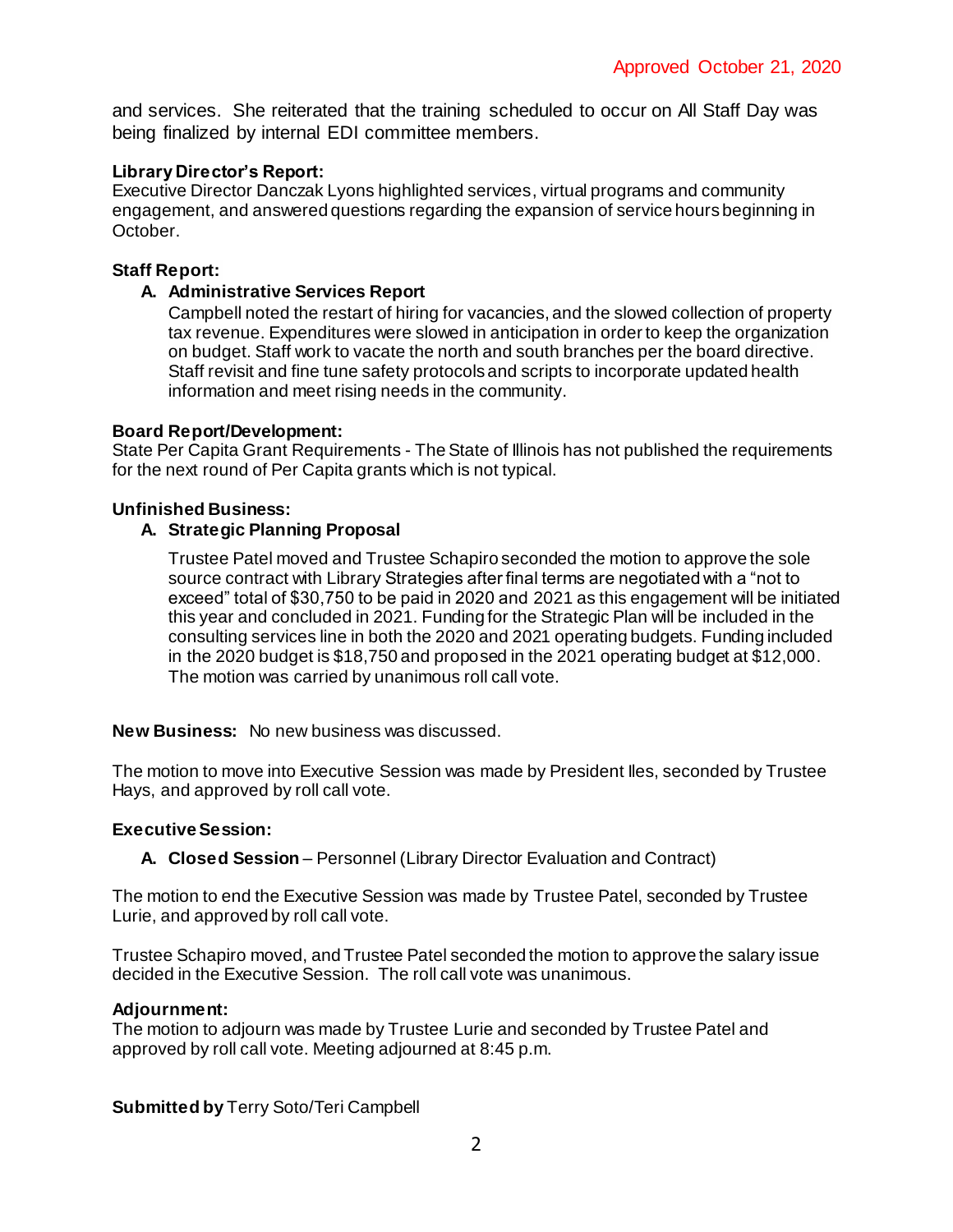Approved October 21, 2020

and services. She reiterated that the training scheduled to occur on All Staff Day was being finalized by internal EDI committee members.

**Library Director's Report:**
Executive Director Danczak Lyons highlighted services, virtual programs and community engagement, and answered questions regarding the expansion of service hours beginning in October.

**Staff Report:**

**A. Administrative Services Report**

Campbell noted the restart of hiring for vacancies, and the slowed collection of property tax revenue. Expenditures were slowed in anticipation in order to keep the organization on budget. Staff work to vacate the north and south branches per the board directive. Staff revisit and fine tune safety protocols and scripts to incorporate updated health information and meet rising needs in the community.

**Board Report/Development:**
State Per Capita Grant Requirements - The State of Illinois has not published the requirements for the next round of Per Capita grants which is not typical.

**Unfinished Business:**

**A. Strategic Planning Proposal**

Trustee Patel moved and Trustee Schapiro seconded the motion to approve the sole source contract with Library Strategies after final terms are negotiated with a "not to exceed" total of $30,750 to be paid in 2020 and 2021 as this engagement will be initiated this year and concluded in 2021. Funding for the Strategic Plan will be included in the consulting services line in both the 2020 and 2021 operating budgets. Funding included in the 2020 budget is $18,750 and proposed in the 2021 operating budget at $12,000. The motion was carried by unanimous roll call vote.

**New Business:** No new business was discussed.

The motion to move into Executive Session was made by President Iles, seconded by Trustee Hays, and approved by roll call vote.

**Executive Session:**

**A. Closed Session** – Personnel (Library Director Evaluation and Contract)

The motion to end the Executive Session was made by Trustee Patel, seconded by Trustee Lurie, and approved by roll call vote.

Trustee Schapiro moved, and Trustee Patel seconded the motion to approve the salary issue decided in the Executive Session. The roll call vote was unanimous.

**Adjournment:**
The motion to adjourn was made by Trustee Lurie and seconded by Trustee Patel and approved by roll call vote. Meeting adjourned at 8:45 p.m.

**Submitted by** Terry Soto/Teri Campbell